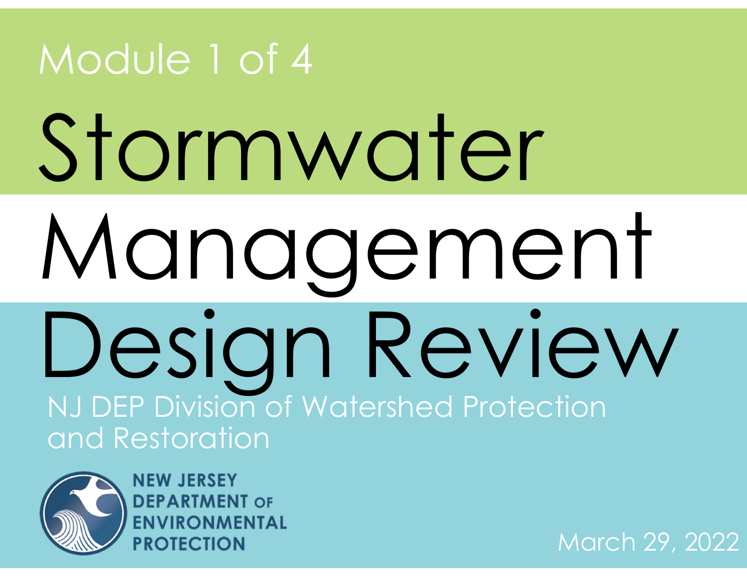Module 1 of 4

# Stormwater Management Design Review

NJ DEP Division of Watershed Protection and Restoration

NEW JERSEY DEPARTMENT OF ENVIRONMENTAL PROTECTION

March 29, 2022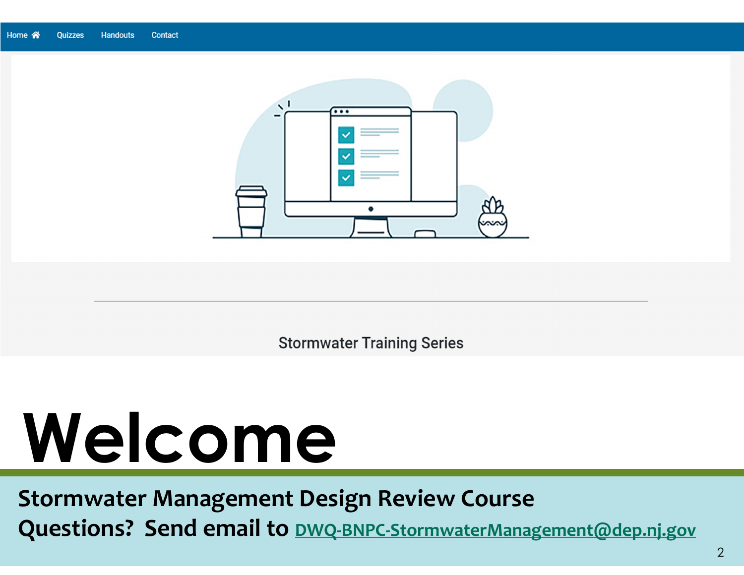Home Quizzes Handouts Contact

Stormwater Training Series

# Welcome

**Stormwater Management Design Review Course**

**Questions? Send email to** DWQ-BNPC-StormwaterManagement@dep.nj.gov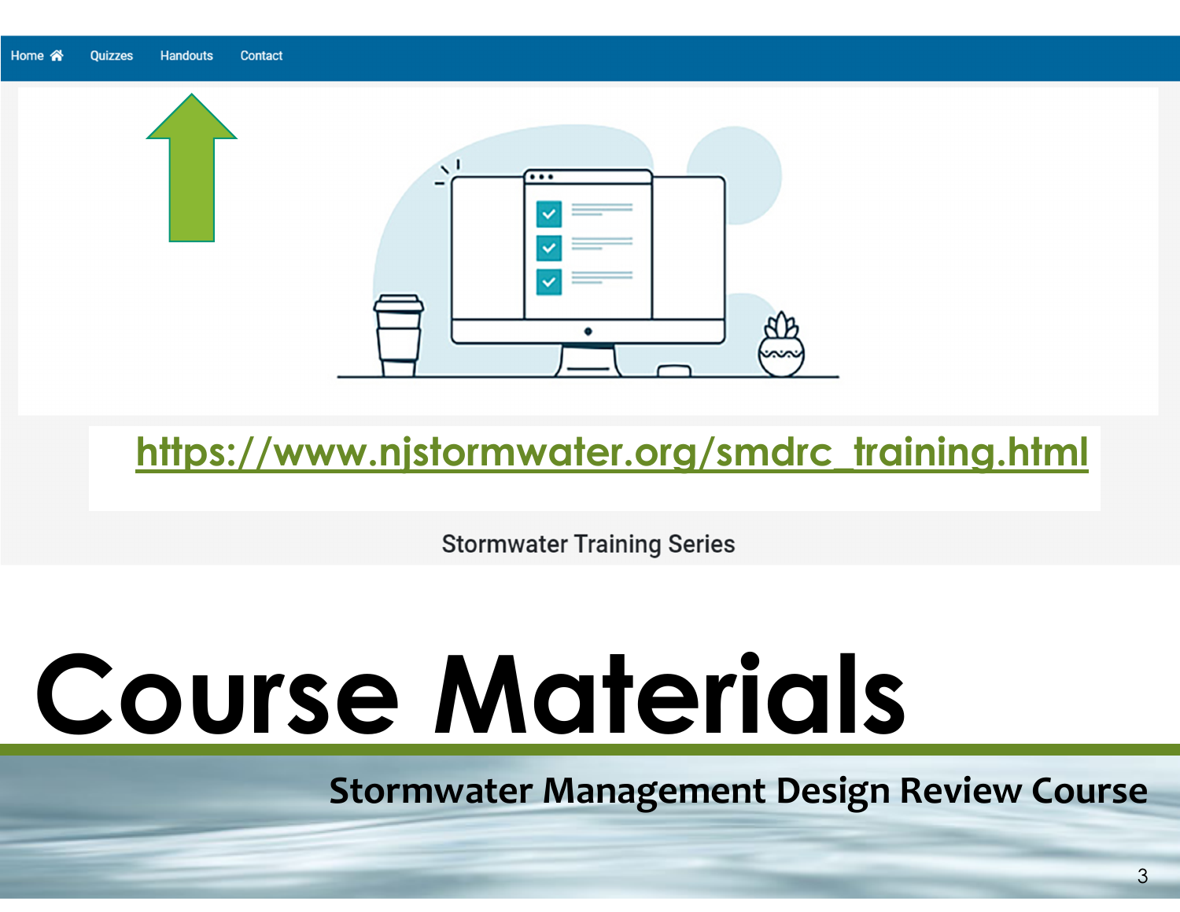Home Quizzes Handouts Contact

https://www.njstormwater.org/smdrc_training.html

Stormwater Training Series

# Course Materials

Stormwater Management Design Review Course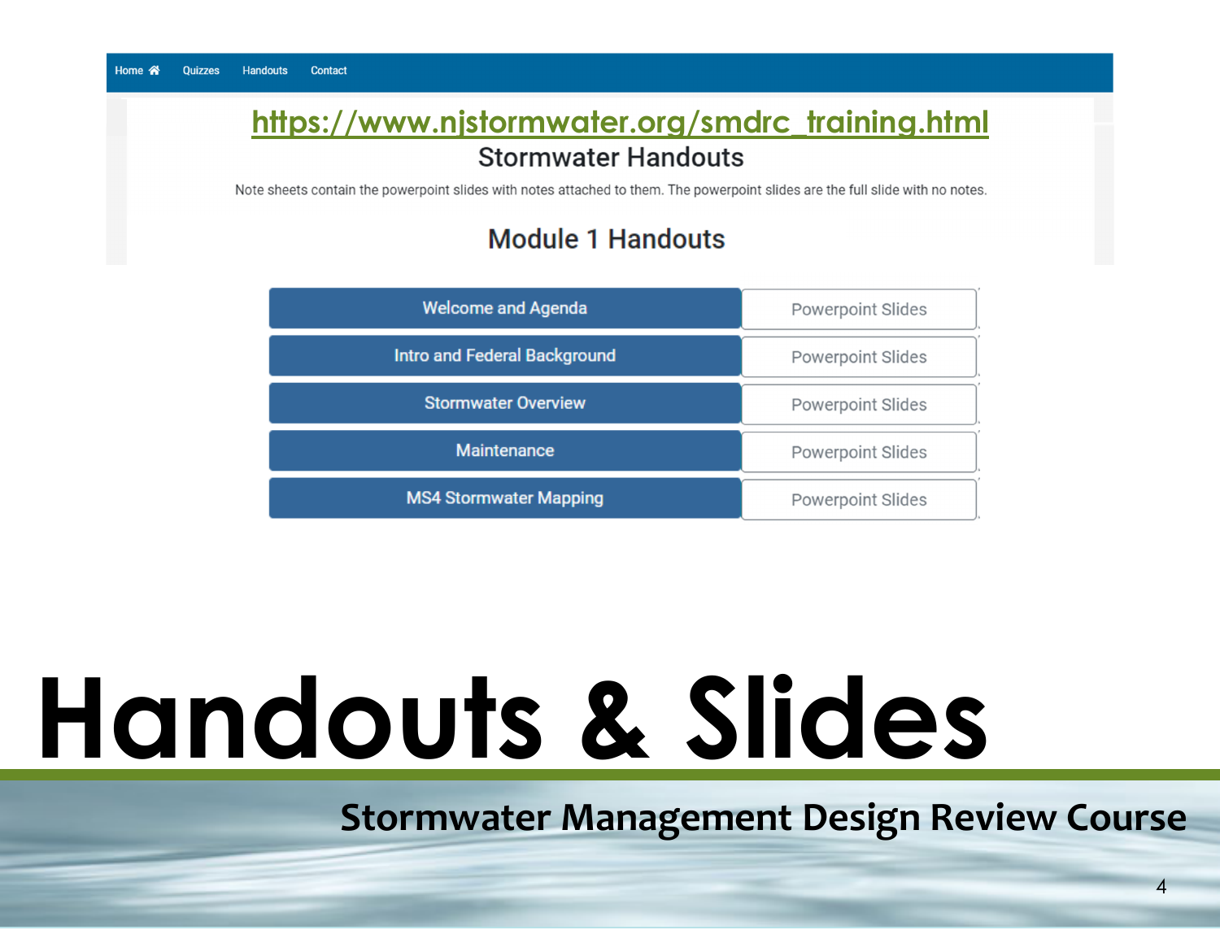Home Quizzes Handouts Contact

https://www.njstormwater.org/smdrc_training.html

## Stormwater Handouts

Note sheets contain the powerpoint slides with notes attached to them. The powerpoint slides are the full slide with no notes.

## Module 1 Handouts

| | |
|---|---|
| Welcome and Agenda | Powerpoint Slides |
| Intro and Federal Background | Powerpoint Slides |
| Stormwater Overview | Powerpoint Slides |
| Maintenance | Powerpoint Slides |
| MS4 Stormwater Mapping | Powerpoint Slides |

# Handouts & Slides

Stormwater Management Design Review Course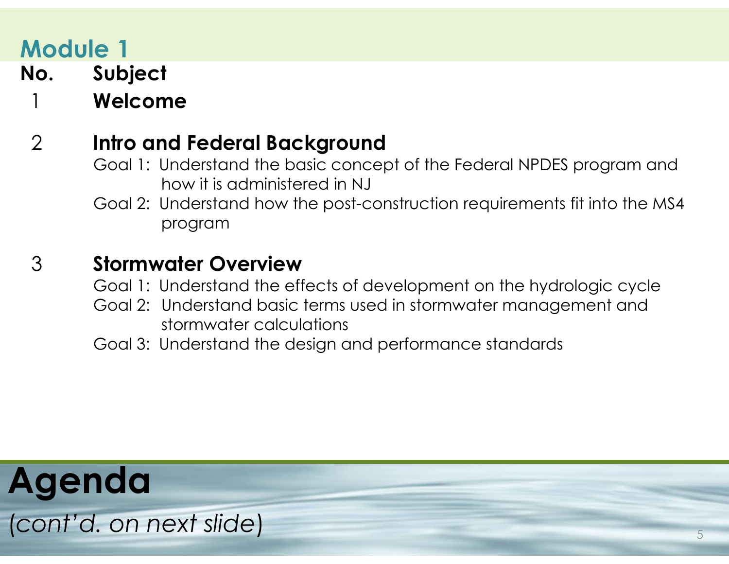# Agenda

*(cont'd. on next slide)*

## Module 1

| No. | Subject |
|---|---|
| 1 | **Welcome** |
| 2 | **Intro and Federal Background**<br>Goal 1: Understand the basic concept of the Federal NPDES program and how it is administered in NJ<br>Goal 2: Understand how the post-construction requirements fit into the MS4 program |
| 3 | **Stormwater Overview**<br>Goal 1: Understand the effects of development on the hydrologic cycle<br>Goal 2: Understand basic terms used in stormwater management and stormwater calculations<br>Goal 3: Understand the design and performance standards |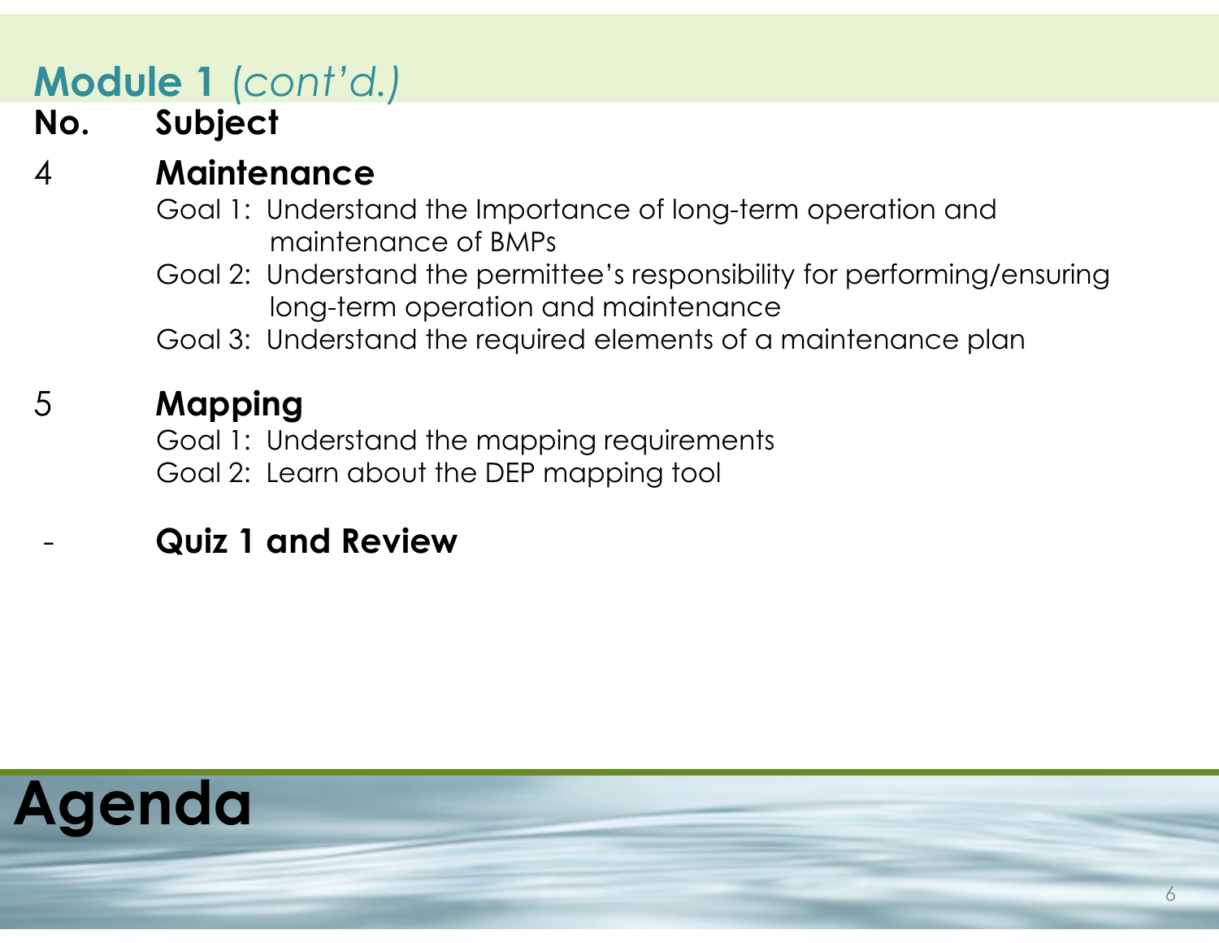# Agenda

## Module 1 *(cont'd.)*

| No. | Subject |
|---|---|
| 4 | **Maintenance** |
| | Goal 1: Understand the Importance of long-term operation and maintenance of BMPs |
| | Goal 2: Understand the permittee's responsibility for performing/ensuring long-term operation and maintenance |
| | Goal 3: Understand the required elements of a maintenance plan |
| 5 | **Mapping** |
| | Goal 1: Understand the mapping requirements |
| | Goal 2: Learn about the DEP mapping tool |
| - | **Quiz 1 and Review** |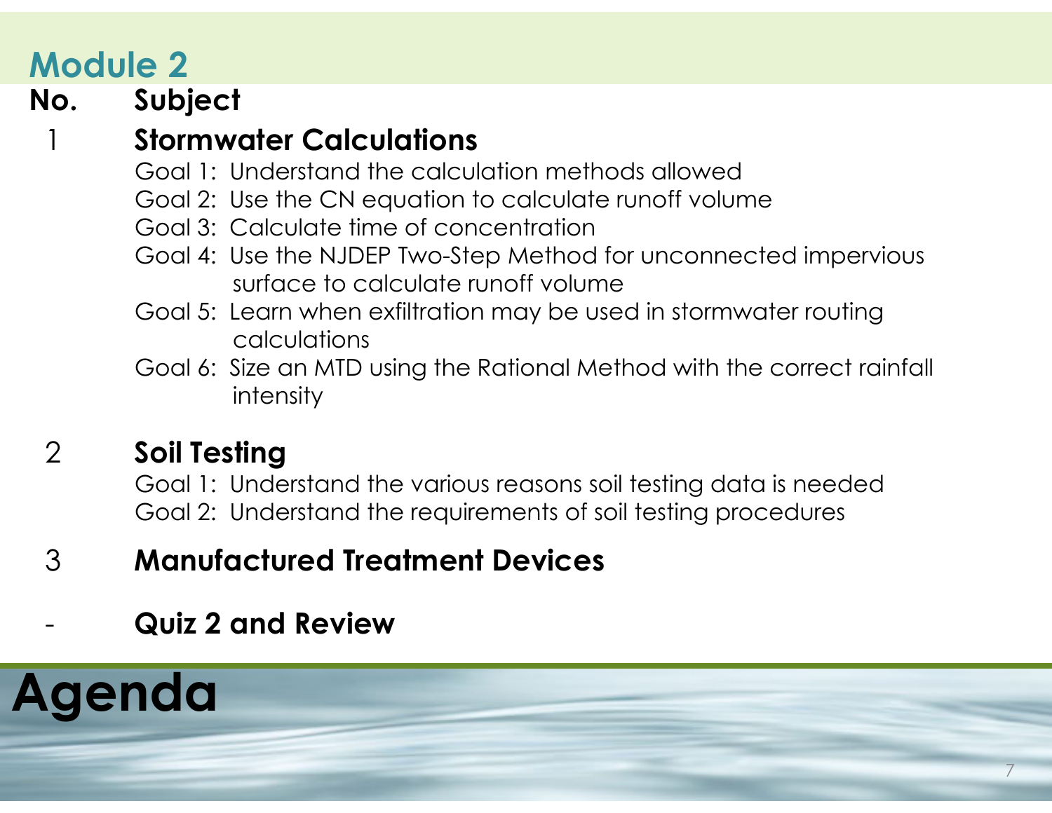# Module 2

# Agenda

| No. | Subject |
| --- | --- |
| 1 | **Stormwater Calculations**<br>Goal 1: Understand the calculation methods allowed<br>Goal 2: Use the CN equation to calculate runoff volume<br>Goal 3: Calculate time of concentration<br>Goal 4: Use the NJDEP Two-Step Method for unconnected impervious surface to calculate runoff volume<br>Goal 5: Learn when exfiltration may be used in stormwater routing calculations<br>Goal 6: Size an MTD using the Rational Method with the correct rainfall intensity |
| 2 | **Soil Testing**<br>Goal 1: Understand the various reasons soil testing data is needed<br>Goal 2: Understand the requirements of soil testing procedures |
| 3 | **Manufactured Treatment Devices** |
| - | **Quiz 2 and Review** |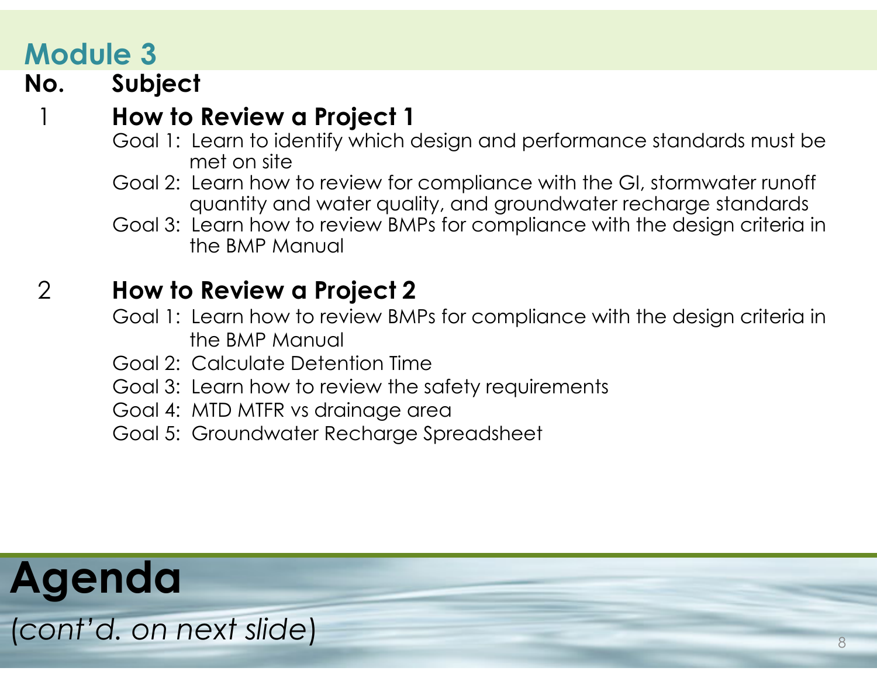# Module 3

| No. | Subject |
|---|---|
| 1 | **How to Review a Project 1** |
| | Goal 1: Learn to identify which design and performance standards must be met on site |
| | Goal 2: Learn how to review for compliance with the GI, stormwater runoff quantity and water quality, and groundwater recharge standards |
| | Goal 3: Learn how to review BMPs for compliance with the design criteria in the BMP Manual |
| 2 | **How to Review a Project 2** |
| | Goal 1: Learn how to review BMPs for compliance with the design criteria in the BMP Manual |
| | Goal 2: Calculate Detention Time |
| | Goal 3: Learn how to review the safety requirements |
| | Goal 4: MTD MTFR vs drainage area |
| | Goal 5: Groundwater Recharge Spreadsheet |

# Agenda

*(cont'd. on next slide)*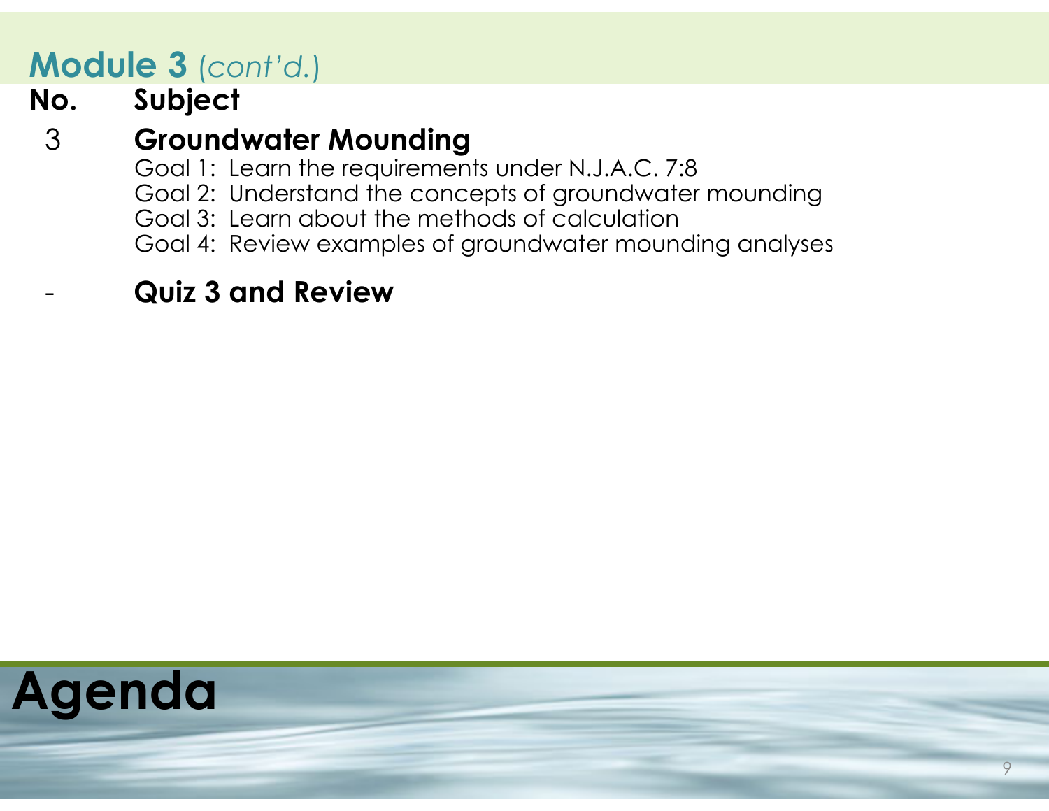# Agenda

## Module 3 *(cont'd.)*

| No. | Subject |
| --- | --- |
| 3 | **Groundwater Mounding**<br>Goal 1: Learn the requirements under N.J.A.C. 7:8<br>Goal 2: Understand the concepts of groundwater mounding<br>Goal 3: Learn about the methods of calculation<br>Goal 4: Review examples of groundwater mounding analyses |
| - | **Quiz 3 and Review** |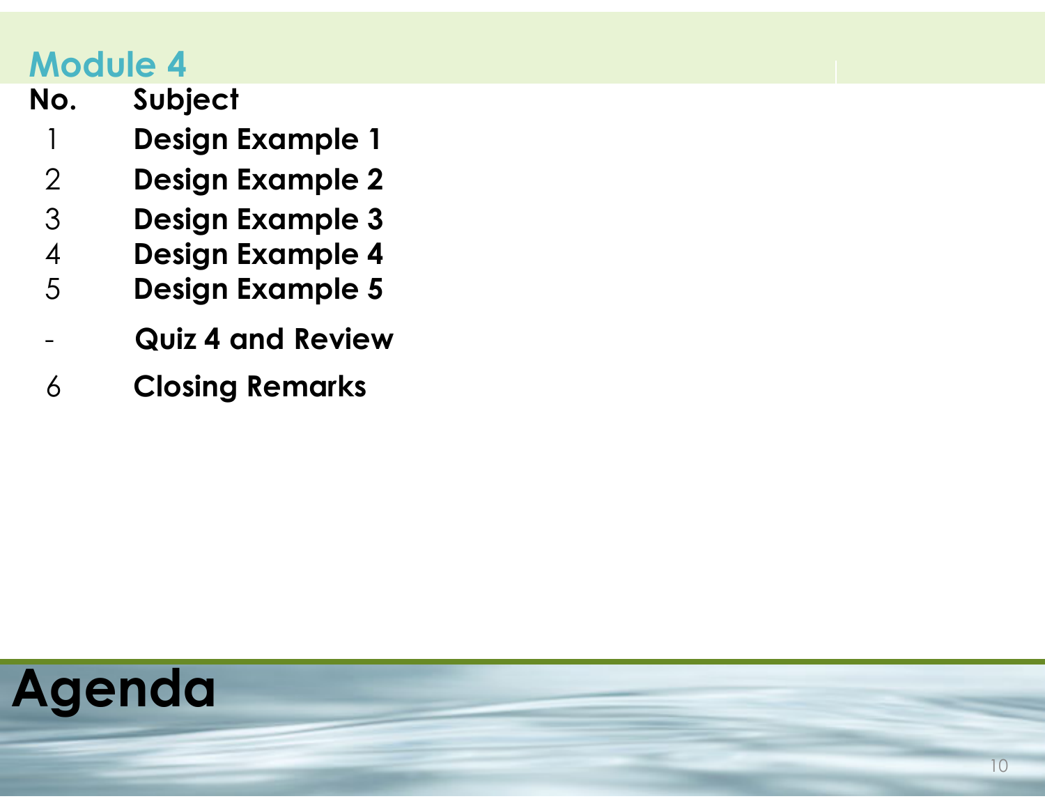# Agenda

## Module 4

| No. | Subject |
|---|---|
| 1 | Design Example 1 |
| 2 | Design Example 2 |
| 3 | Design Example 3 |
| 4 | Design Example 4 |
| 5 | Design Example 5 |
| - | Quiz 4 and Review |
| 6 | Closing Remarks |